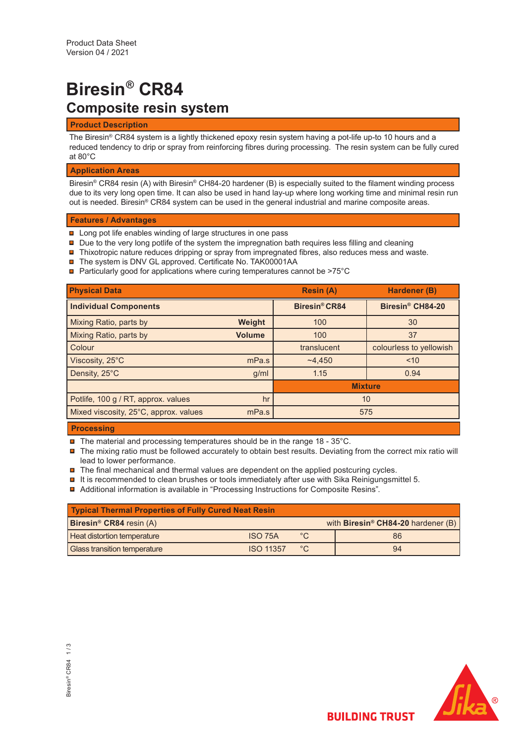Product Data Sheet
Version 04 / 2021

# Biresin® CR84

## Composite resin system

### Product Description

The Biresin® CR84 system is a lightly thickened epoxy resin system having a pot-life up-to 10 hours and a reduced tendency to drip or spray from reinforcing fibres during processing. The resin system can be fully cured at 80°C

### Application Areas

Biresin® CR84 resin (A) with Biresin® CH84-20 hardener (B) is especially suited to the filament winding process due to its very long open time. It can also be used in hand lay-up where long working time and minimal resin run out is needed. Biresin® CR84 system can be used in the general industrial and marine composite areas.

### Features / Advantages

- Long pot life enables winding of large structures in one pass
- Due to the very long potlife of the system the impregnation bath requires less filling and cleaning
- Thixotropic nature reduces dripping or spray from impregnated fibres, also reduces mess and waste.
- The system is DNV GL approved. Certificate No. TAK00001AA
- Particularly good for applications where curing temperatures cannot be >75°C

| Physical Data | | Resin (A) | Hardener (B) |
|---|---|---|---|
| **Individual Components** | | **Biresin® CR84** | **Biresin® CH84-20** |
| Mixing Ratio, parts by | **Weight** | 100 | 30 |
| Mixing Ratio, parts by | **Volume** | 100 | 37 |
| Colour | | translucent | colourless to yellowish |
| Viscosity, 25°C | mPa.s | ~4,450 | <10 |
| Density, 25°C | g/ml | 1.15 | 0.94 |
| | | **Mixture** | |
| Potlife, 100 g / RT, approx. values | hr | 10 | |
| Mixed viscosity, 25°C, approx. values | mPa.s | 575 | |

### Processing

- The material and processing temperatures should be in the range 18 - 35°C.
- The mixing ratio must be followed accurately to obtain best results. Deviating from the correct mix ratio will lead to lower performance.
- The final mechanical and thermal values are dependent on the applied postcuring cycles.
- It is recommended to clean brushes or tools immediately after use with Sika Reinigungsmittel 5.
- Additional information is available in “Processing Instructions for Composite Resins”.

| Typical Thermal Properties of Fully Cured Neat Resin | | | |
|---|---|---|---|
| **Biresin® CR84** resin (A) | | | with **Biresin® CH84-20** hardener (B) |
| Heat distortion temperature | ISO 75A | °C | 86 |
| Glass transition temperature | ISO 11357 | °C | 94 |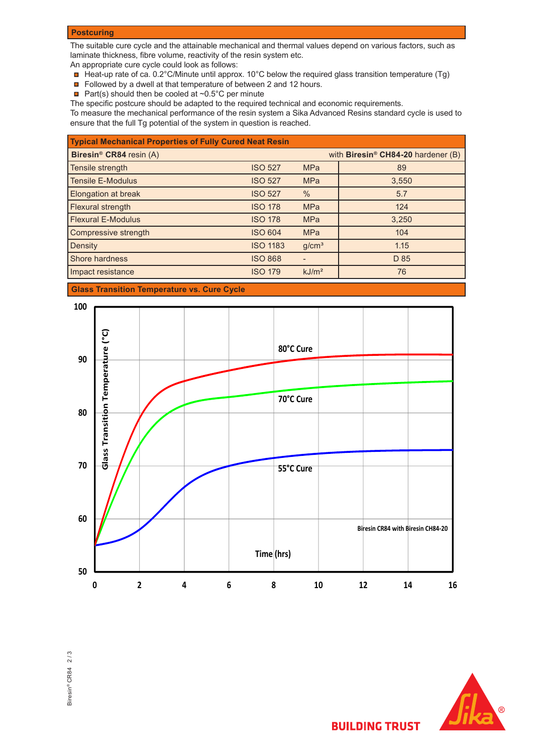## Postcuring

The suitable cure cycle and the attainable mechanical and thermal values depend on various factors, such as laminate thickness, fibre volume, reactivity of the resin system etc.
An appropriate cure cycle could look as follows:

- Heat-up rate of ca. 0.2°C/Minute until approx. 10°C below the required glass transition temperature (Tg)
- Followed by a dwell at that temperature of between 2 and 12 hours.
- Part(s) should then be cooled at ~0.5°C per minute

The specific postcure should be adapted to the required technical and economic requirements.
To measure the mechanical performance of the resin system a Sika Advanced Resins standard cycle is used to ensure that the full Tg potential of the system in question is reached.

## Typical Mechanical Properties of Fully Cured Neat Resin

| **Biresin® CR84** resin (A) | | | with **Biresin® CH84-20** hardener (B) |
|---|---|---|---|
| Tensile strength | ISO 527 | MPa | 89 |
| Tensile E-Modulus | ISO 527 | MPa | 3,550 |
| Elongation at break | ISO 527 | % | 5.7 |
| Flexural strength | ISO 178 | MPa | 124 |
| Flexural E-Modulus | ISO 178 | MPa | 3,250 |
| Compressive strength | ISO 604 | MPa | 104 |
| Density | ISO 1183 | g/cm³ | 1.15 |
| Shore hardness | ISO 868 | - | D 85 |
| Impact resistance | ISO 179 | kJ/m² | 76 |

## Glass Transition Temperature vs. Cure Cycle

Biresin CR84 with Biresin CH84-20

Glass Transition Temperature (°C) vs. Time (hrs): curves for 80°C Cure, 70°C Cure and 55°C Cure.

BUILDING TRUST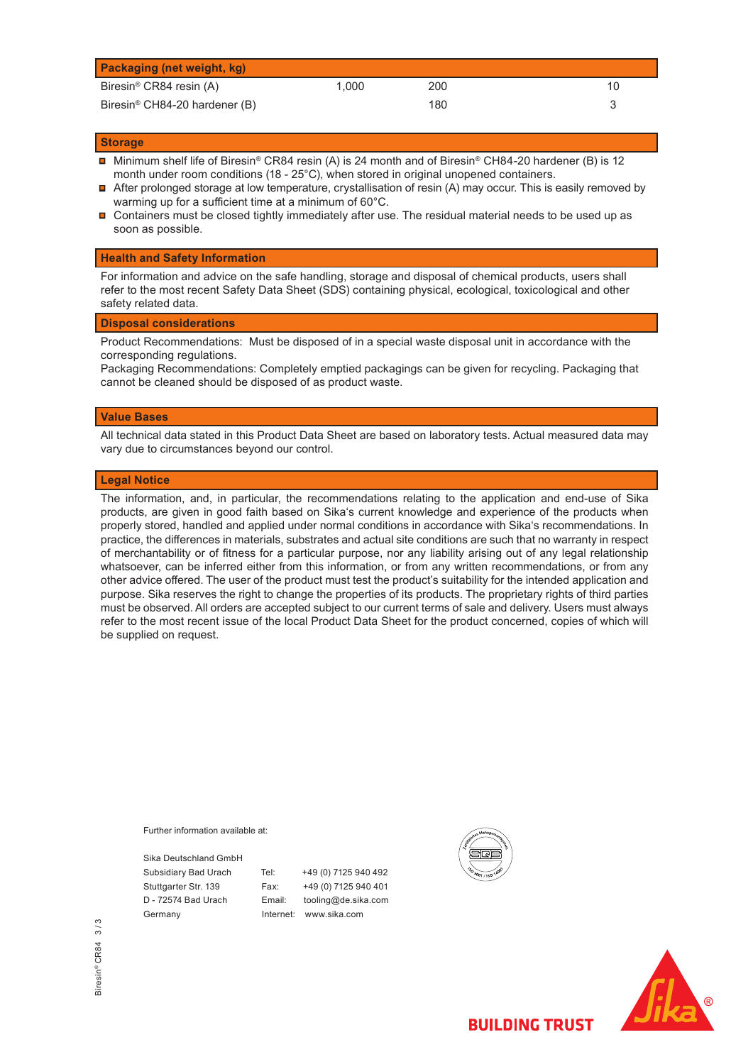## Packaging (net weight, kg)

| | | | |
|---|---|---|---|
| Biresin® CR84 resin (A) | 1,000 | 200 | 10 |
| Biresin® CH84-20 hardener (B) | | 180 | 3 |

## Storage

- Minimum shelf life of Biresin® CR84 resin (A) is 24 month and of Biresin® CH84-20 hardener (B) is 12 month under room conditions (18 - 25°C), when stored in original unopened containers.
- After prolonged storage at low temperature, crystallisation of resin (A) may occur. This is easily removed by warming up for a sufficient time at a minimum of 60°C.
- Containers must be closed tightly immediately after use. The residual material needs to be used up as soon as possible.

## Health and Safety Information

For information and advice on the safe handling, storage and disposal of chemical products, users shall refer to the most recent Safety Data Sheet (SDS) containing physical, ecological, toxicological and other safety related data.

## Disposal considerations

Product Recommendations: Must be disposed of in a special waste disposal unit in accordance with the corresponding regulations.
Packaging Recommendations: Completely emptied packagings can be given for recycling. Packaging that cannot be cleaned should be disposed of as product waste.

## Value Bases

All technical data stated in this Product Data Sheet are based on laboratory tests. Actual measured data may vary due to circumstances beyond our control.

## Legal Notice

The information, and, in particular, the recommendations relating to the application and end-use of Sika products, are given in good faith based on Sika's current knowledge and experience of the products when properly stored, handled and applied under normal conditions in accordance with Sika's recommendations. In practice, the differences in materials, substrates and actual site conditions are such that no warranty in respect of merchantability or of fitness for a particular purpose, nor any liability arising out of any legal relationship whatsoever, can be inferred either from this information, or from any written recommendations, or from any other advice offered. The user of the product must test the product's suitability for the intended application and purpose. Sika reserves the right to change the properties of its products. The proprietary rights of third parties must be observed. All orders are accepted subject to our current terms of sale and delivery. Users must always refer to the most recent issue of the local Product Data Sheet for the product concerned, copies of which will be supplied on request.

Further information available at:

Sika Deutschland GmbH
Subsidiary Bad Urach
Stuttgarter Str. 139
D - 72574 Bad Urach
Germany

Tel: +49 (0) 7125 940 492
Fax: +49 (0) 7125 940 401
Email: tooling@de.sika.com
Internet: www.sika.com

BUILDING TRUST